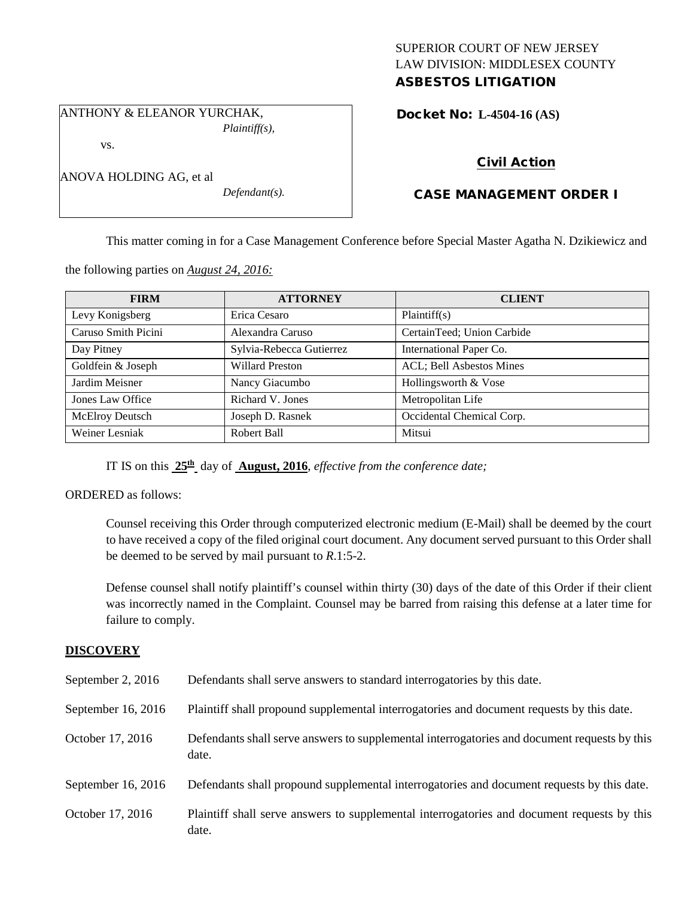SUPERIOR COURT OF NEW JERSEY
LAW DIVISION: MIDDLESEX COUNTY
**ASBESTOS LITIGATION**

ANTHONY & ELEANOR YURCHAK,
*Plaintiff(s),*

vs.

ANOVA HOLDING AG, et al
*Defendant(s).*

**Docket No: L-4504-16 (AS)**

**Civil Action**

**CASE MANAGEMENT ORDER I**

This matter coming in for a Case Management Conference before Special Master Agatha N. Dzikiewicz and the following parties on *August 24, 2016:*

| FIRM | ATTORNEY | CLIENT |
|---|---|---|
| Levy Konigsberg | Erica Cesaro | Plaintiff(s) |
| Caruso Smith Picini | Alexandra Caruso | CertainTeed; Union Carbide |
| Day Pitney | Sylvia-Rebecca Gutierrez | International Paper Co. |
| Goldfein & Joseph | Willard Preston | ACL; Bell Asbestos Mines |
| Jardim Meisner | Nancy Giacumbo | Hollingsworth & Vose |
| Jones Law Office | Richard V. Jones | Metropolitan Life |
| McElroy Deutsch | Joseph D. Rasnek | Occidental Chemical Corp. |
| Weiner Lesniak | Robert Ball | Mitsui |

IT IS on this **25th** day of **August, 2016**, *effective from the conference date;*

ORDERED as follows:

Counsel receiving this Order through computerized electronic medium (E-Mail) shall be deemed by the court to have received a copy of the filed original court document. Any document served pursuant to this Order shall be deemed to be served by mail pursuant to *R*.1:5-2.

Defense counsel shall notify plaintiff's counsel within thirty (30) days of the date of this Order if their client was incorrectly named in the Complaint. Counsel may be barred from raising this defense at a later time for failure to comply.

## DISCOVERY

September 2, 2016 — Defendants shall serve answers to standard interrogatories by this date.

September 16, 2016 — Plaintiff shall propound supplemental interrogatories and document requests by this date.

October 17, 2016 — Defendants shall serve answers to supplemental interrogatories and document requests by this date.

September 16, 2016 — Defendants shall propound supplemental interrogatories and document requests by this date.

October 17, 2016 — Plaintiff shall serve answers to supplemental interrogatories and document requests by this date.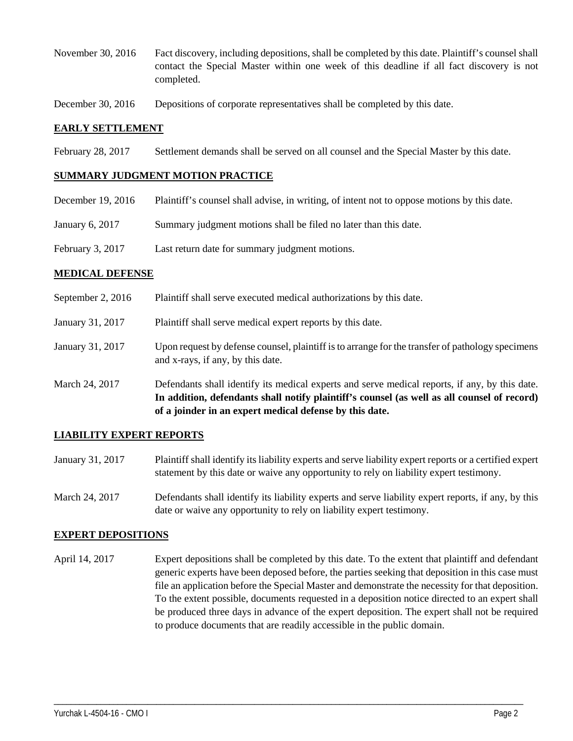| | |
|---|---|
| November 30, 2016 | Fact discovery, including depositions, shall be completed by this date. Plaintiff's counsel shall contact the Special Master within one week of this deadline if all fact discovery is not completed. |
| December 30, 2016 | Depositions of corporate representatives shall be completed by this date. |

## EARLY SETTLEMENT

| | |
|---|---|
| February 28, 2017 | Settlement demands shall be served on all counsel and the Special Master by this date. |

## SUMMARY JUDGMENT MOTION PRACTICE

| | |
|---|---|
| December 19, 2016 | Plaintiff's counsel shall advise, in writing, of intent not to oppose motions by this date. |
| January 6, 2017 | Summary judgment motions shall be filed no later than this date. |
| February 3, 2017 | Last return date for summary judgment motions. |

## MEDICAL DEFENSE

| | |
|---|---|
| September 2, 2016 | Plaintiff shall serve executed medical authorizations by this date. |
| January 31, 2017 | Plaintiff shall serve medical expert reports by this date. |
| January 31, 2017 | Upon request by defense counsel, plaintiff is to arrange for the transfer of pathology specimens and x-rays, if any, by this date. |
| March 24, 2017 | Defendants shall identify its medical experts and serve medical reports, if any, by this date. **In addition, defendants shall notify plaintiff's counsel (as well as all counsel of record) of a joinder in an expert medical defense by this date.** |

## LIABILITY EXPERT REPORTS

| | |
|---|---|
| January 31, 2017 | Plaintiff shall identify its liability experts and serve liability expert reports or a certified expert statement by this date or waive any opportunity to rely on liability expert testimony. |
| March 24, 2017 | Defendants shall identify its liability experts and serve liability expert reports, if any, by this date or waive any opportunity to rely on liability expert testimony. |

## EXPERT DEPOSITIONS

| | |
|---|---|
| April 14, 2017 | Expert depositions shall be completed by this date. To the extent that plaintiff and defendant generic experts have been deposed before, the parties seeking that deposition in this case must file an application before the Special Master and demonstrate the necessity for that deposition. To the extent possible, documents requested in a deposition notice directed to an expert shall be produced three days in advance of the expert deposition. The expert shall not be required to produce documents that are readily accessible in the public domain. |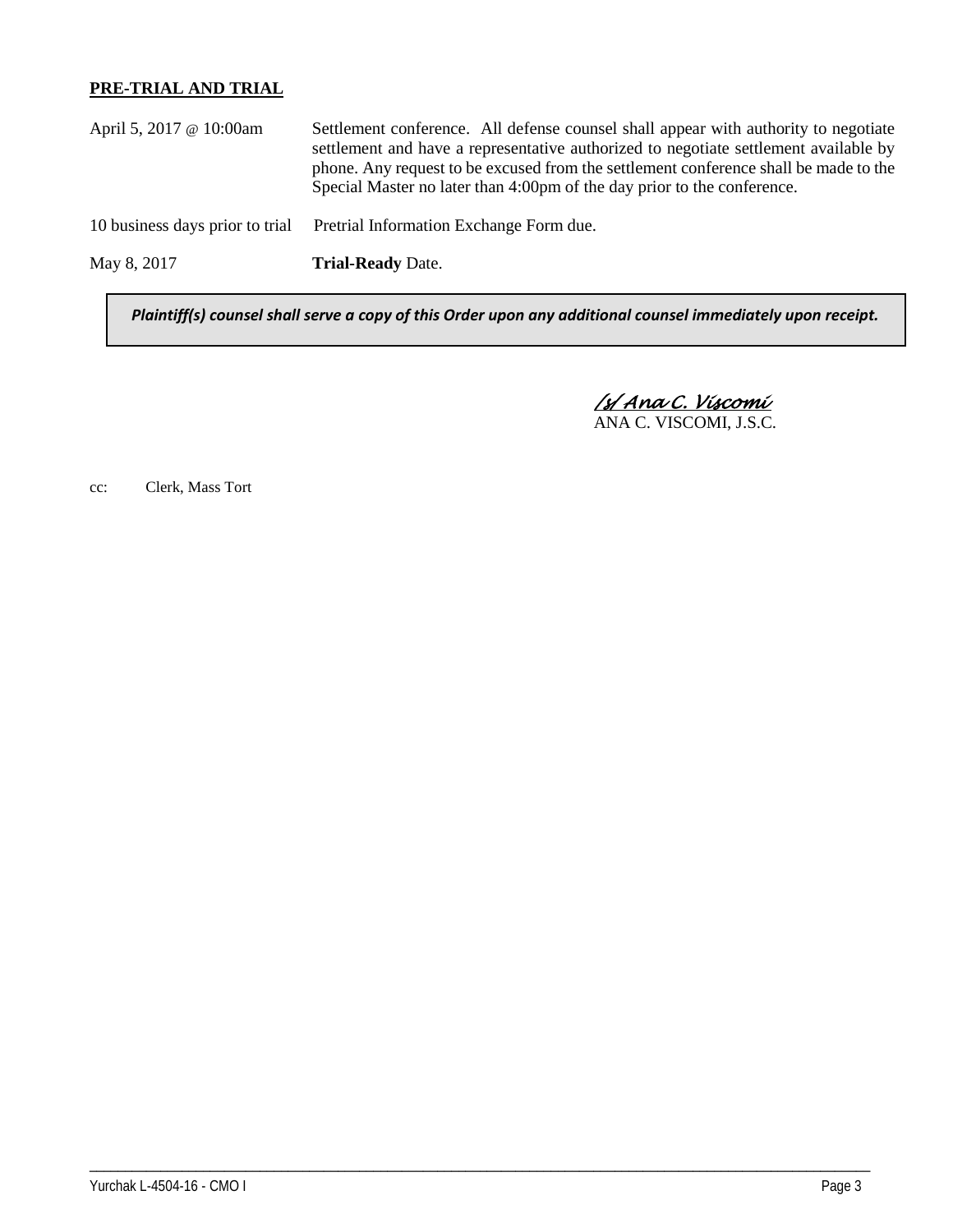**PRE-TRIAL AND TRIAL**

| | |
|---|---|
| April 5, 2017 @ 10:00am | Settlement conference. All defense counsel shall appear with authority to negotiate settlement and have a representative authorized to negotiate settlement available by phone. Any request to be excused from the settlement conference shall be made to the Special Master no later than 4:00pm of the day prior to the conference. |
| 10 business days prior to trial | Pretrial Information Exchange Form due. |
| May 8, 2017 | **Trial-Ready** Date. |

***Plaintiff(s) counsel shall serve a copy of this Order upon any additional counsel immediately upon receipt.***

*/s/ Ana C. Viscomi*
ANA C. VISCOMI, J.S.C.

cc: Clerk, Mass Tort